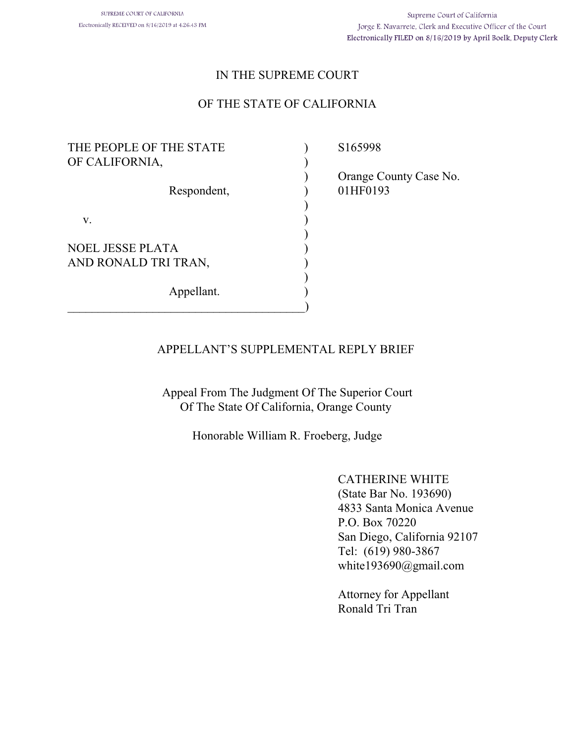SUPREME COURT OF CALIFORNIA
Electronically RECEIVED on 8/16/2019 at 4:26:43 PM

Supreme Court of California
Jorge E. Navarrete, Clerk and Executive Officer of the Court
Electronically FILED on 8/16/2019 by April Boelk, Deputy Clerk

# IN THE SUPREME COURT

# OF THE STATE OF CALIFORNIA

| | |
|---|---|
| THE PEOPLE OF THE STATE OF CALIFORNIA, | S165998 |
| Respondent, | Orange County Case No. 01HF0193 |
| v. | |
| NOEL JESSE PLATA AND RONALD TRI TRAN, | |
| Appellant. | |

## APPELLANT'S SUPPLEMENTAL REPLY BRIEF

Appeal From The Judgment Of The Superior Court
Of The State Of California, Orange County

Honorable William R. Froeberg, Judge

CATHERINE WHITE
(State Bar No. 193690)
4833 Santa Monica Avenue
P.O. Box 70220
San Diego, California 92107
Tel: (619) 980-3867
white193690@gmail.com

Attorney for Appellant
Ronald Tri Tran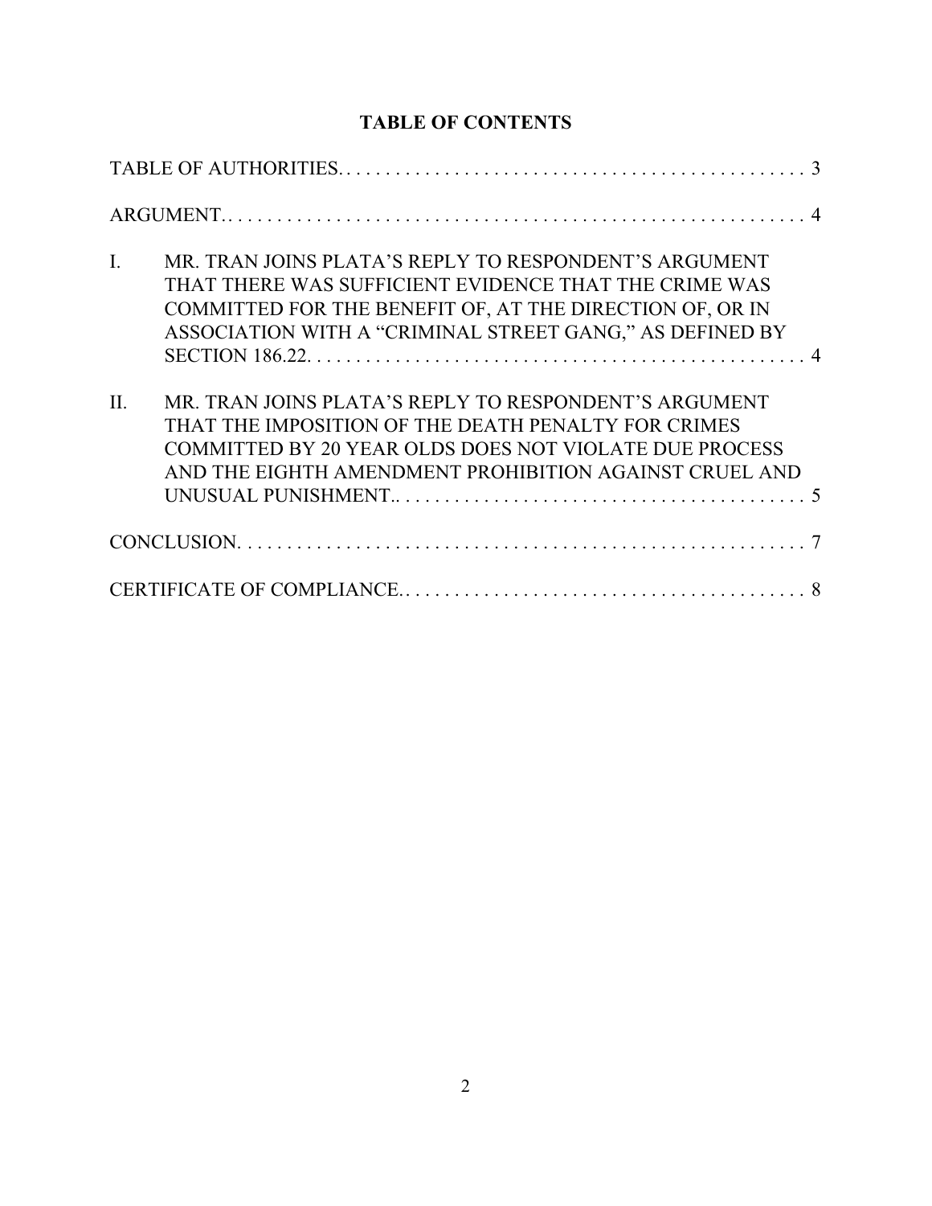# TABLE OF CONTENTS

TABLE OF AUTHORITIES. . . . . . . . . . . . . . . . . . . . . . . . . . . . . . . . . . . . . . . . . . . . . . . 3

ARGUMENT.. . . . . . . . . . . . . . . . . . . . . . . . . . . . . . . . . . . . . . . . . . . . . . . . . . . . . . . . . . 4

I. MR. TRAN JOINS PLATA'S REPLY TO RESPONDENT'S ARGUMENT THAT THERE WAS SUFFICIENT EVIDENCE THAT THE CRIME WAS COMMITTED FOR THE BENEFIT OF, AT THE DIRECTION OF, OR IN ASSOCIATION WITH A "CRIMINAL STREET GANG," AS DEFINED BY SECTION 186.22. . . . . . . . . . . . . . . . . . . . . . . . . . . . . . . . . . . . . . . . . . . . . . . . . . 4

II. MR. TRAN JOINS PLATA'S REPLY TO RESPONDENT'S ARGUMENT THAT THE IMPOSITION OF THE DEATH PENALTY FOR CRIMES COMMITTED BY 20 YEAR OLDS DOES NOT VIOLATE DUE PROCESS AND THE EIGHTH AMENDMENT PROHIBITION AGAINST CRUEL AND UNUSUAL PUNISHMENT.. . . . . . . . . . . . . . . . . . . . . . . . . . . . . . . . . . . . . . . . . 5

CONCLUSION. . . . . . . . . . . . . . . . . . . . . . . . . . . . . . . . . . . . . . . . . . . . . . . . . . . . . . . . . 7

CERTIFICATE OF COMPLIANCE.. . . . . . . . . . . . . . . . . . . . . . . . . . . . . . . . . . . . . . . . . 8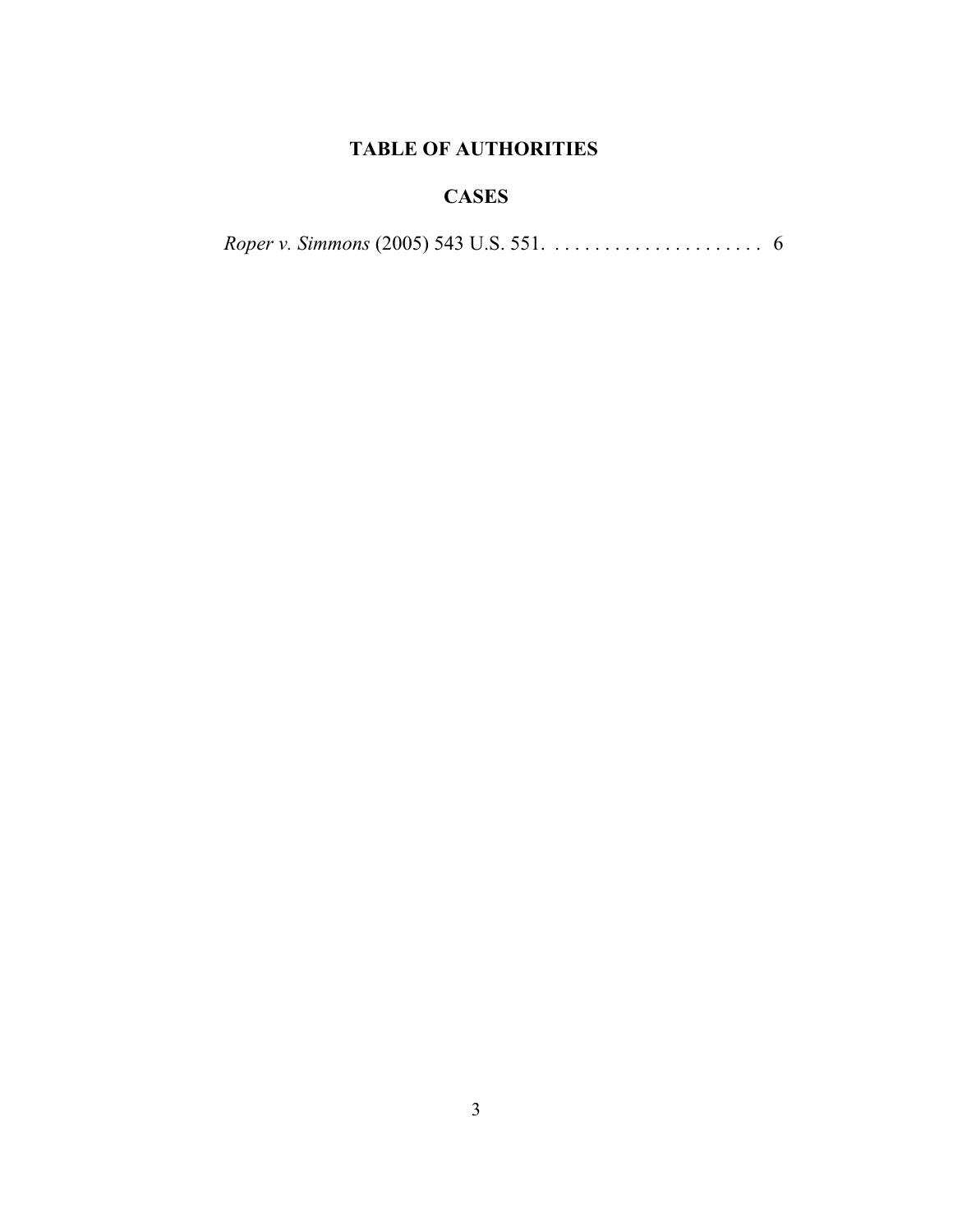# TABLE OF AUTHORITIES

## CASES

*Roper v. Simmons* (2005) 543 U.S. 551. . . . . . . . . . . . . . . . . . . . . . 6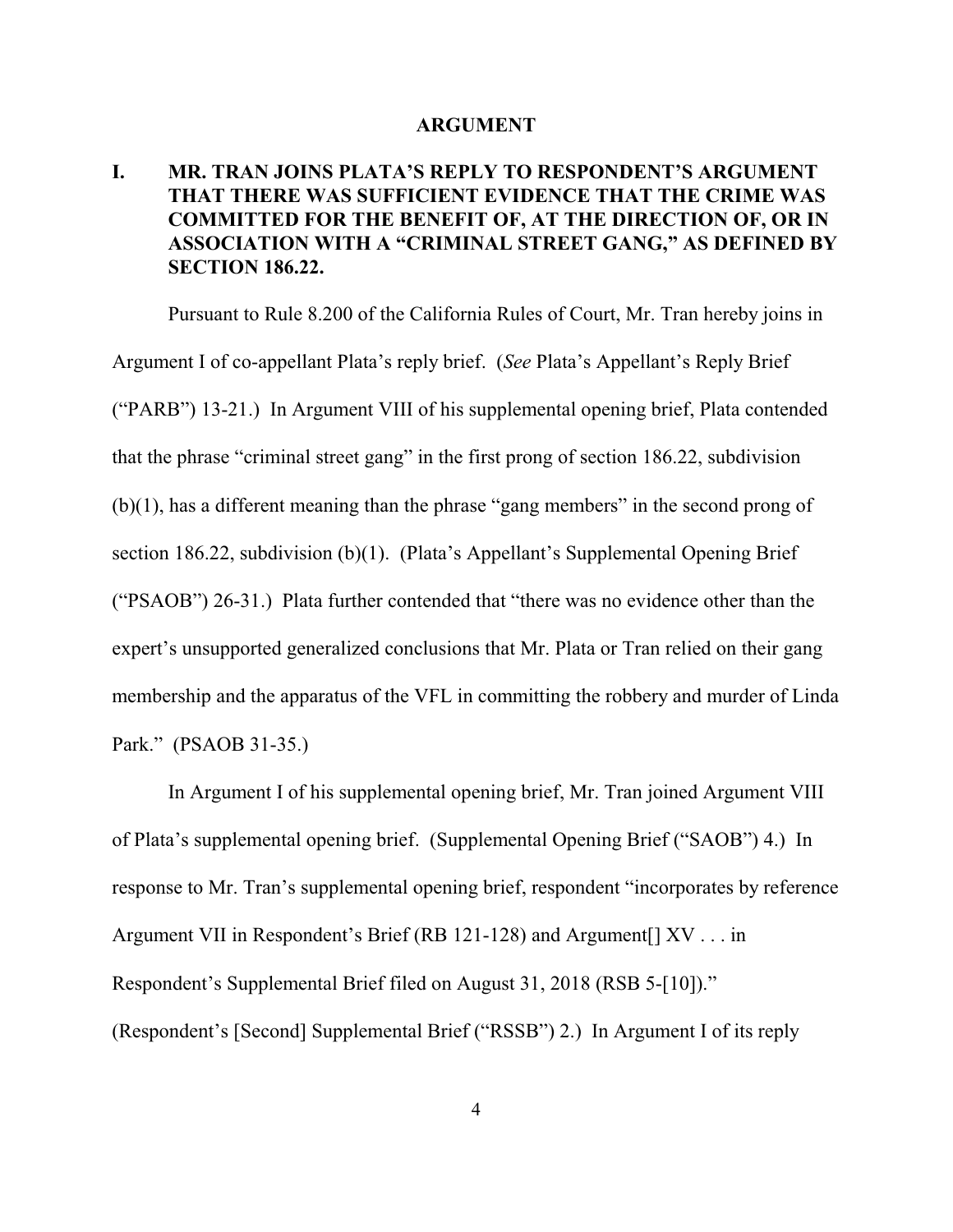## ARGUMENT

### I. MR. TRAN JOINS PLATA'S REPLY TO RESPONDENT'S ARGUMENT THAT THERE WAS SUFFICIENT EVIDENCE THAT THE CRIME WAS COMMITTED FOR THE BENEFIT OF, AT THE DIRECTION OF, OR IN ASSOCIATION WITH A "CRIMINAL STREET GANG," AS DEFINED BY SECTION 186.22.

Pursuant to Rule 8.200 of the California Rules of Court, Mr. Tran hereby joins in Argument I of co-appellant Plata's reply brief. (*See* Plata's Appellant's Reply Brief ("PARB") 13-21.) In Argument VIII of his supplemental opening brief, Plata contended that the phrase "criminal street gang" in the first prong of section 186.22, subdivision (b)(1), has a different meaning than the phrase "gang members" in the second prong of section 186.22, subdivision (b)(1). (Plata's Appellant's Supplemental Opening Brief ("PSAOB") 26-31.) Plata further contended that "there was no evidence other than the expert's unsupported generalized conclusions that Mr. Plata or Tran relied on their gang membership and the apparatus of the VFL in committing the robbery and murder of Linda Park." (PSAOB 31-35.)

In Argument I of his supplemental opening brief, Mr. Tran joined Argument VIII of Plata's supplemental opening brief. (Supplemental Opening Brief ("SAOB") 4.) In response to Mr. Tran's supplemental opening brief, respondent "incorporates by reference Argument VII in Respondent's Brief (RB 121-128) and Argument[] XV . . . in Respondent's Supplemental Brief filed on August 31, 2018 (RSB 5-[10])." (Respondent's [Second] Supplemental Brief ("RSSB") 2.) In Argument I of its reply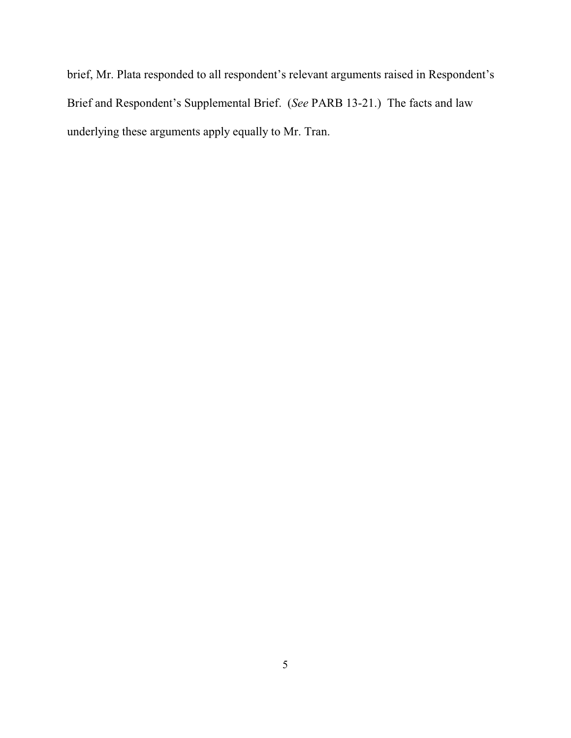brief, Mr. Plata responded to all respondent's relevant arguments raised in Respondent's Brief and Respondent's Supplemental Brief. (*See* PARB 13-21.) The facts and law underlying these arguments apply equally to Mr. Tran.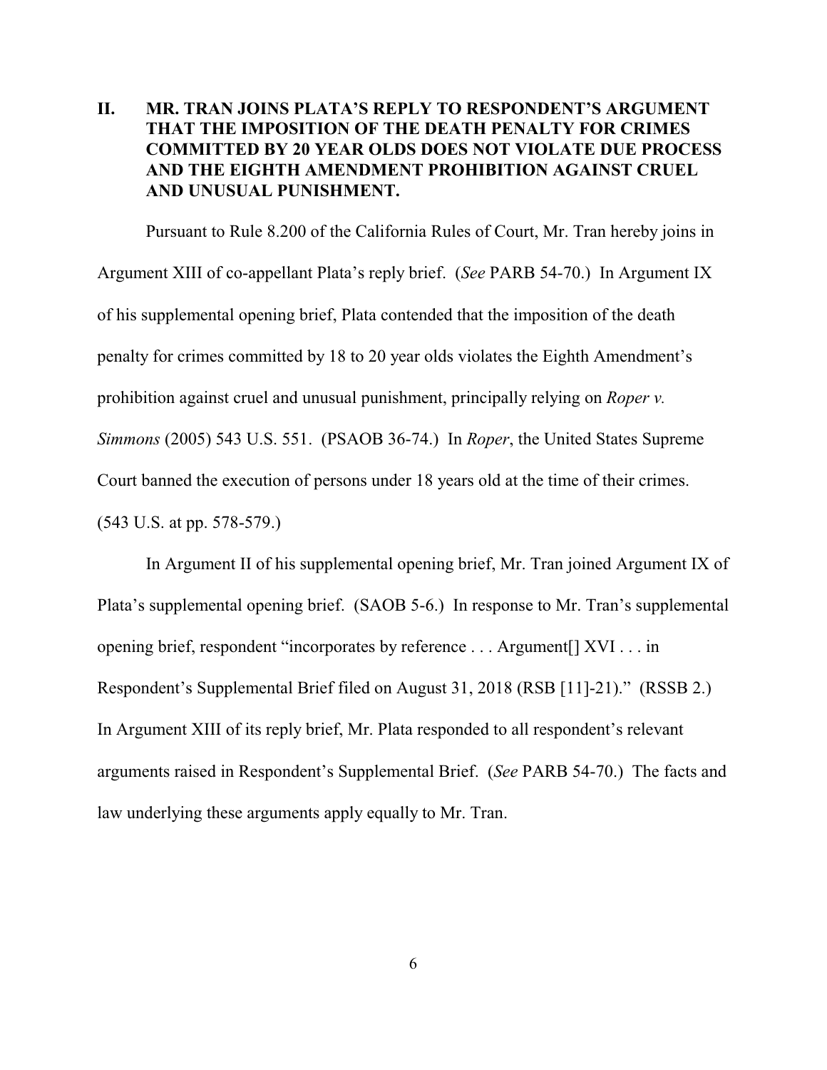## II. MR. TRAN JOINS PLATA'S REPLY TO RESPONDENT'S ARGUMENT THAT THE IMPOSITION OF THE DEATH PENALTY FOR CRIMES COMMITTED BY 20 YEAR OLDS DOES NOT VIOLATE DUE PROCESS AND THE EIGHTH AMENDMENT PROHIBITION AGAINST CRUEL AND UNUSUAL PUNISHMENT.

Pursuant to Rule 8.200 of the California Rules of Court, Mr. Tran hereby joins in Argument XIII of co-appellant Plata's reply brief. (*See* PARB 54-70.) In Argument IX of his supplemental opening brief, Plata contended that the imposition of the death penalty for crimes committed by 18 to 20 year olds violates the Eighth Amendment's prohibition against cruel and unusual punishment, principally relying on *Roper v. Simmons* (2005) 543 U.S. 551. (PSAOB 36-74.) In *Roper*, the United States Supreme Court banned the execution of persons under 18 years old at the time of their crimes. (543 U.S. at pp. 578-579.)

In Argument II of his supplemental opening brief, Mr. Tran joined Argument IX of Plata's supplemental opening brief. (SAOB 5-6.) In response to Mr. Tran's supplemental opening brief, respondent "incorporates by reference . . . Argument[] XVI . . . in Respondent's Supplemental Brief filed on August 31, 2018 (RSB [11]-21)." (RSSB 2.) In Argument XIII of its reply brief, Mr. Plata responded to all respondent's relevant arguments raised in Respondent's Supplemental Brief. (*See* PARB 54-70.) The facts and law underlying these arguments apply equally to Mr. Tran.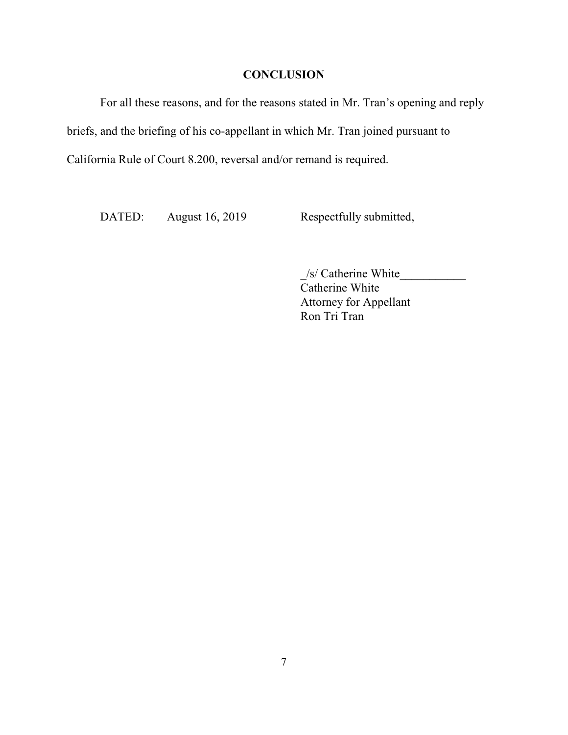## CONCLUSION

For all these reasons, and for the reasons stated in Mr. Tran's opening and reply briefs, and the briefing of his co-appellant in which Mr. Tran joined pursuant to California Rule of Court 8.200, reversal and/or remand is required.

DATED: August 16, 2019

Respectfully submitted,

_/s/ Catherine White___________
Catherine White
Attorney for Appellant
Ron Tri Tran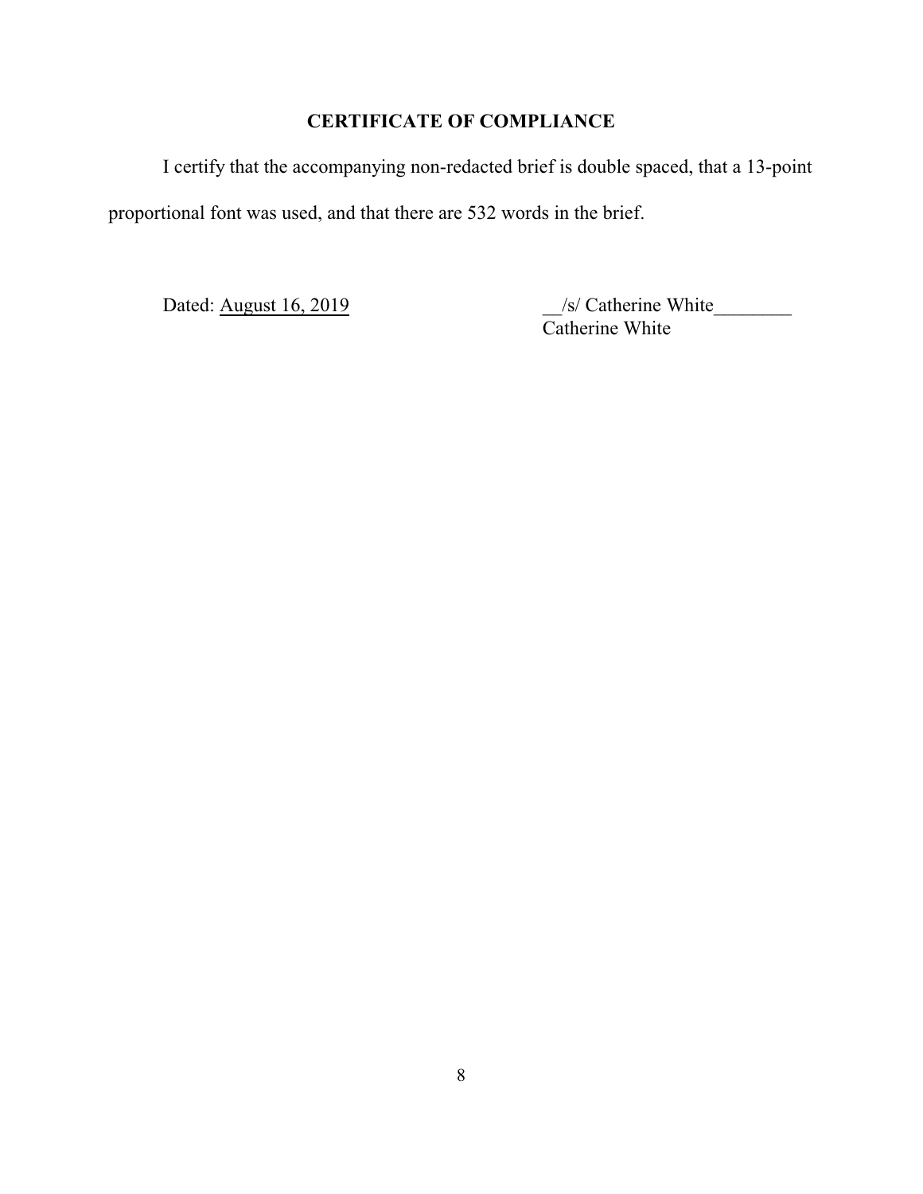**CERTIFICATE OF COMPLIANCE**

I certify that the accompanying non-redacted brief is double spaced, that a 13-point proportional font was used, and that there are 532 words in the brief.

Dated: August 16, 2019

__/s/ Catherine White________
Catherine White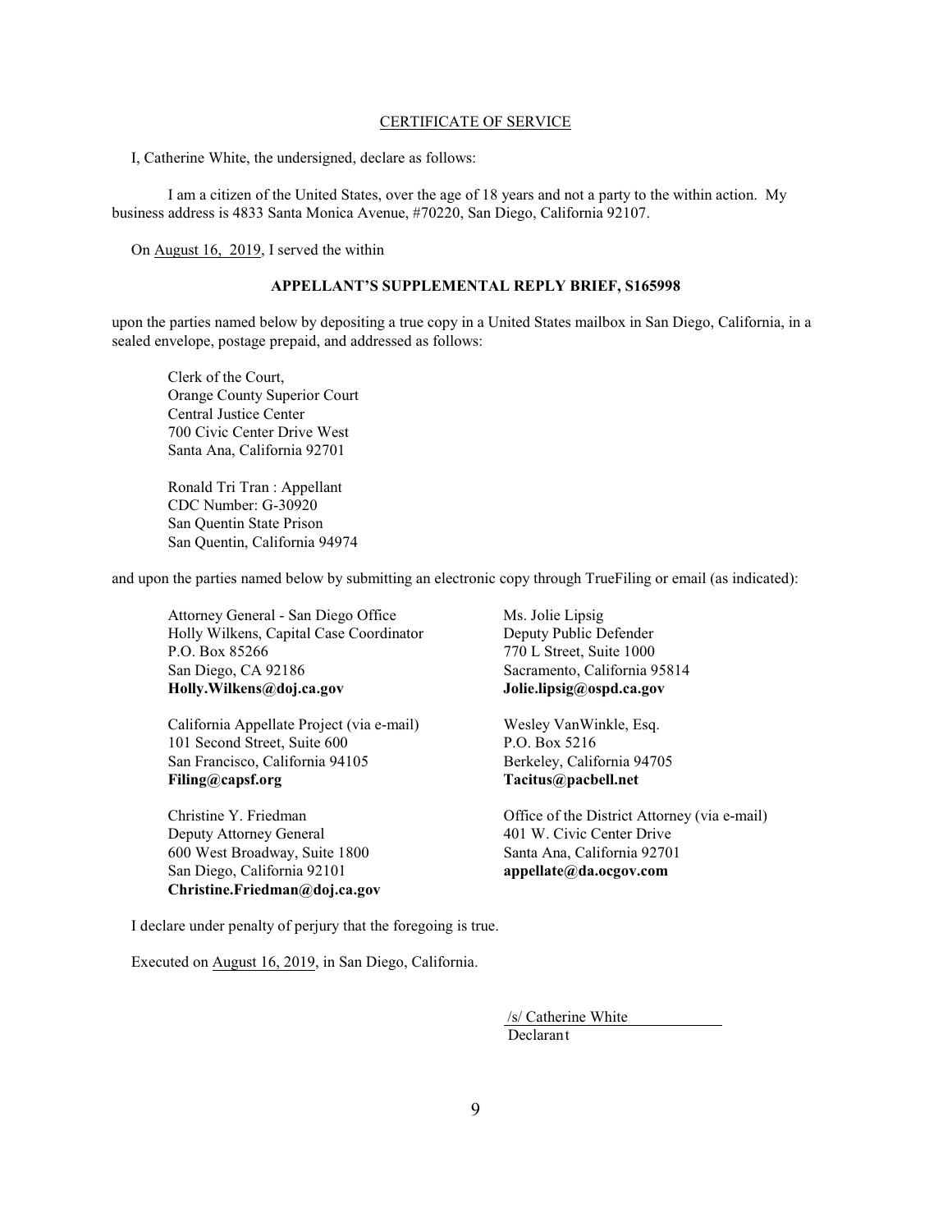CERTIFICATE OF SERVICE

I, Catherine White, the undersigned, declare as follows:

I am a citizen of the United States, over the age of 18 years and not a party to the within action. My business address is 4833 Santa Monica Avenue, #70220, San Diego, California 92107.

On August 16, 2019, I served the within

**APPELLANT'S SUPPLEMENTAL REPLY BRIEF, S165998**

upon the parties named below by depositing a true copy in a United States mailbox in San Diego, California, in a sealed envelope, postage prepaid, and addressed as follows:

Clerk of the Court,
Orange County Superior Court
Central Justice Center
700 Civic Center Drive West
Santa Ana, California 92701

Ronald Tri Tran : Appellant
CDC Number: G-30920
San Quentin State Prison
San Quentin, California 94974

and upon the parties named below by submitting an electronic copy through TrueFiling or email (as indicated):

Attorney General - San Diego Office
Holly Wilkens, Capital Case Coordinator
P.O. Box 85266
San Diego, CA 92186
**Holly.Wilkens@doj.ca.gov**

Ms. Jolie Lipsig
Deputy Public Defender
770 L Street, Suite 1000
Sacramento, California 95814
**Jolie.lipsig@ospd.ca.gov**

California Appellate Project (via e-mail)
101 Second Street, Suite 600
San Francisco, California 94105
**Filing@capsf.org**

Wesley VanWinkle, Esq.
P.O. Box 5216
Berkeley, California 94705
**Tacitus@pacbell.net**

Christine Y. Friedman
Deputy Attorney General
600 West Broadway, Suite 1800
San Diego, California 92101
**Christine.Friedman@doj.ca.gov**

Office of the District Attorney (via e-mail)
401 W. Civic Center Drive
Santa Ana, California 92701
**appellate@da.ocgov.com**

I declare under penalty of perjury that the foregoing is true.

Executed on August 16, 2019, in San Diego, California.

/s/ Catherine White
Declarant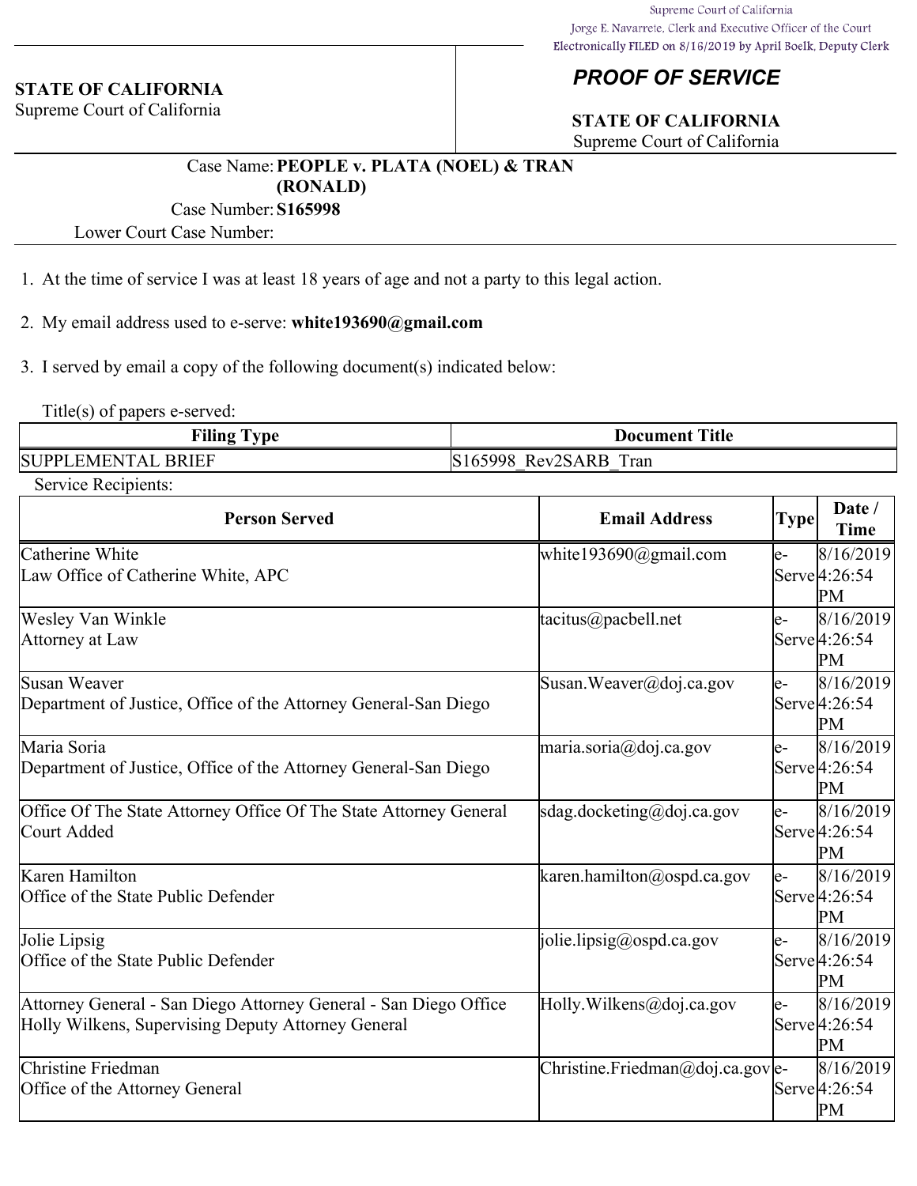Supreme Court of California
Jorge E. Navarrete, Clerk and Executive Officer of the Court
Electronically FILED on 8/16/2019 by April Boelk, Deputy Clerk

**STATE OF CALIFORNIA**
Supreme Court of California

## *PROOF OF SERVICE*

**STATE OF CALIFORNIA**
Supreme Court of California

Case Name: **PEOPLE v. PLATA (NOEL) & TRAN (RONALD)**
Case Number: **S165998**
Lower Court Case Number:

1. At the time of service I was at least 18 years of age and not a party to this legal action.

2. My email address used to e-serve: **white193690@gmail.com**

3. I served by email a copy of the following document(s) indicated below:

Title(s) of papers e-served:

| Filing Type | Document Title |
|---|---|
| SUPPLEMENTAL BRIEF | S165998_Rev2SARB_Tran |

Service Recipients:

| Person Served | Email Address | Type | Date / Time |
|---|---|---|---|
| Catherine White<br>Law Office of Catherine White, APC | white193690@gmail.com | e-Serve | 8/16/2019 4:26:54 PM |
| Wesley Van Winkle<br>Attorney at Law | tacitus@pacbell.net | e-Serve | 8/16/2019 4:26:54 PM |
| Susan Weaver<br>Department of Justice, Office of the Attorney General-San Diego | Susan.Weaver@doj.ca.gov | e-Serve | 8/16/2019 4:26:54 PM |
| Maria Soria<br>Department of Justice, Office of the Attorney General-San Diego | maria.soria@doj.ca.gov | e-Serve | 8/16/2019 4:26:54 PM |
| Office Of The State Attorney Office Of The State Attorney General<br>Court Added | sdag.docketing@doj.ca.gov | e-Serve | 8/16/2019 4:26:54 PM |
| Karen Hamilton<br>Office of the State Public Defender | karen.hamilton@ospd.ca.gov | e-Serve | 8/16/2019 4:26:54 PM |
| Jolie Lipsig<br>Office of the State Public Defender | jolie.lipsig@ospd.ca.gov | e-Serve | 8/16/2019 4:26:54 PM |
| Attorney General - San Diego Attorney General - San Diego Office<br>Holly Wilkens, Supervising Deputy Attorney General | Holly.Wilkens@doj.ca.gov | e-Serve | 8/16/2019 4:26:54 PM |
| Christine Friedman<br>Office of the Attorney General | Christine.Friedman@doj.ca.gov | e-Serve | 8/16/2019 4:26:54 PM |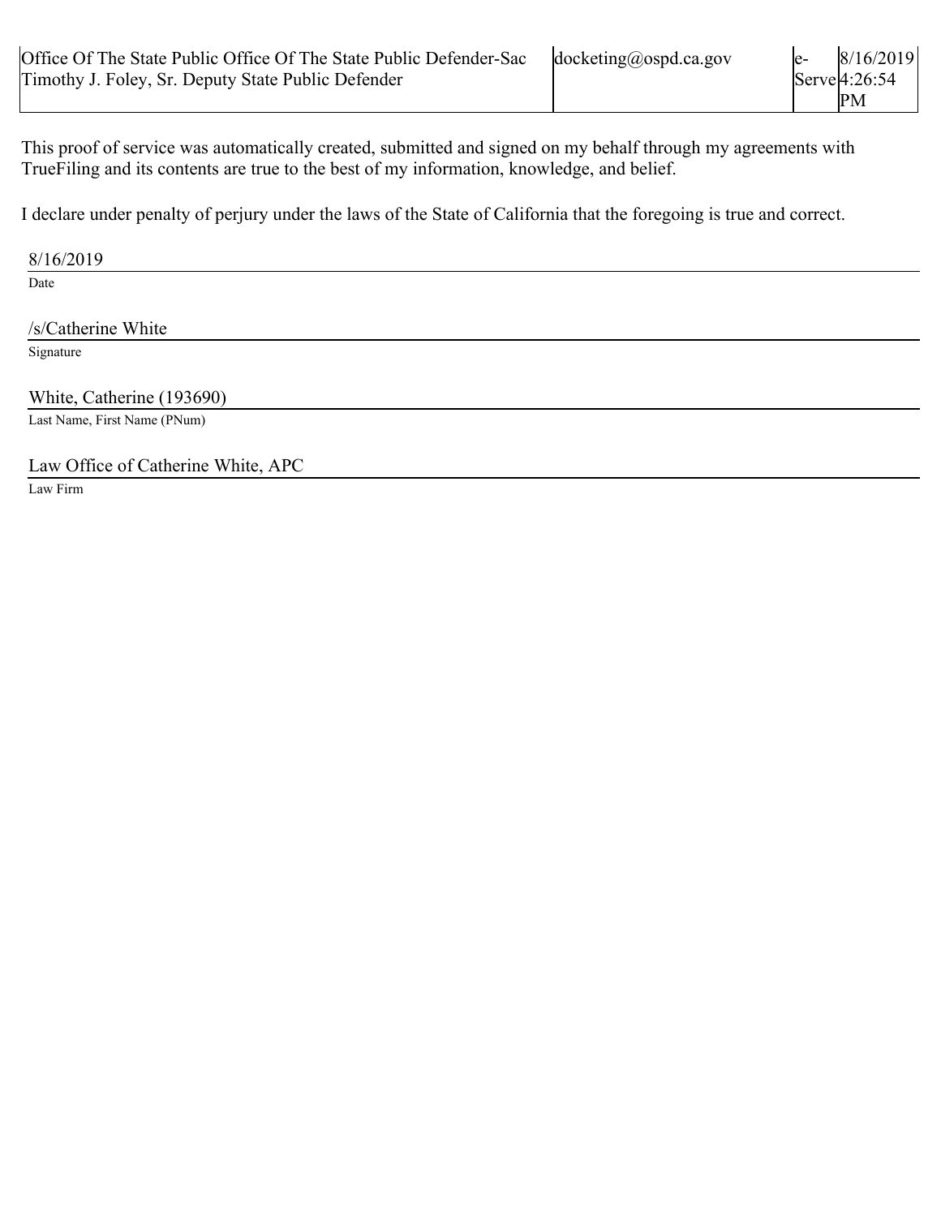| | | | |
|---|---|---|---|
| Office Of The State Public Office Of The State Public Defender-Sac<br>Timothy J. Foley, Sr. Deputy State Public Defender | docketing@ospd.ca.gov | e-Serve | 8/16/2019 4:26:54 PM |

This proof of service was automatically created, submitted and signed on my behalf through my agreements with TrueFiling and its contents are true to the best of my information, knowledge, and belief.

I declare under penalty of perjury under the laws of the State of California that the foregoing is true and correct.

8/16/2019

Date

/s/Catherine White

Signature

White, Catherine (193690)

Last Name, First Name (PNum)

Law Office of Catherine White, APC

Law Firm